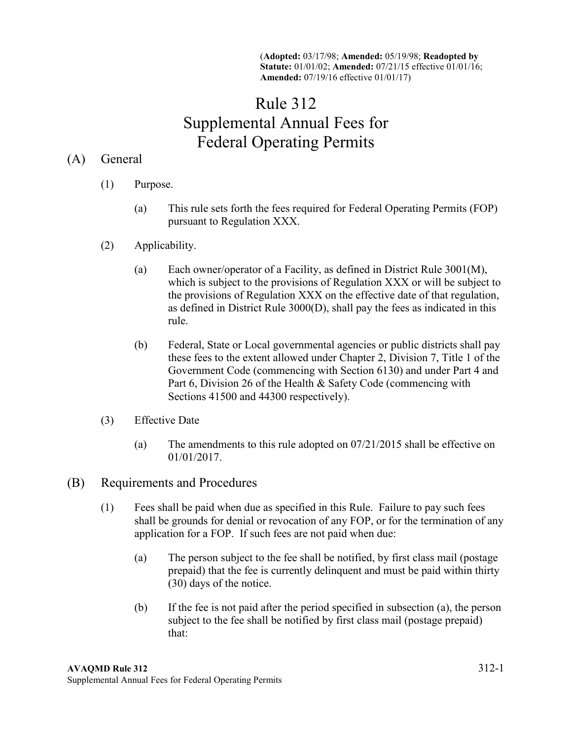(**Adopted:** 03/17/98; **Amended:** 05/19/98; **Readopted by Statute:** 01/01/02; **Amended:** 07/21/15 effective 01/01/16; **Amended:** 07/19/16 effective 01/01/17)

# Rule 312
# Supplemental Annual Fees for Federal Operating Permits

## (A) General

(1) Purpose.

(a) This rule sets forth the fees required for Federal Operating Permits (FOP) pursuant to Regulation XXX.

(2) Applicability.

(a) Each owner/operator of a Facility, as defined in District Rule 3001(M), which is subject to the provisions of Regulation XXX or will be subject to the provisions of Regulation XXX on the effective date of that regulation, as defined in District Rule 3000(D), shall pay the fees as indicated in this rule.

(b) Federal, State or Local governmental agencies or public districts shall pay these fees to the extent allowed under Chapter 2, Division 7, Title 1 of the Government Code (commencing with Section 6130) and under Part 4 and Part 6, Division 26 of the Health & Safety Code (commencing with Sections 41500 and 44300 respectively).

(3) Effective Date

(a) The amendments to this rule adopted on 07/21/2015 shall be effective on 01/01/2017.

## (B) Requirements and Procedures

(1) Fees shall be paid when due as specified in this Rule. Failure to pay such fees shall be grounds for denial or revocation of any FOP, or for the termination of any application for a FOP. If such fees are not paid when due:

(a) The person subject to the fee shall be notified, by first class mail (postage prepaid) that the fee is currently delinquent and must be paid within thirty (30) days of the notice.

(b) If the fee is not paid after the period specified in subsection (a), the person subject to the fee shall be notified by first class mail (postage prepaid) that: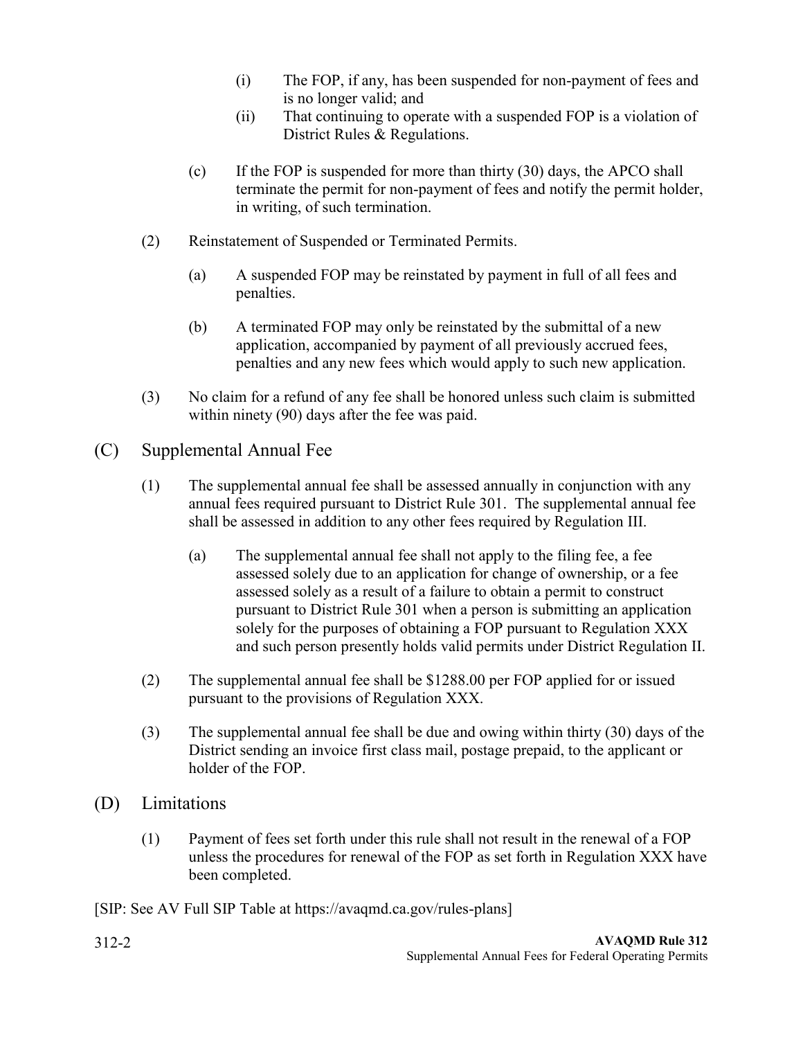(i) The FOP, if any, has been suspended for non-payment of fees and is no longer valid; and

(ii) That continuing to operate with a suspended FOP is a violation of District Rules & Regulations.

(c) If the FOP is suspended for more than thirty (30) days, the APCO shall terminate the permit for non-payment of fees and notify the permit holder, in writing, of such termination.

(2) Reinstatement of Suspended or Terminated Permits.

(a) A suspended FOP may be reinstated by payment in full of all fees and penalties.

(b) A terminated FOP may only be reinstated by the submittal of a new application, accompanied by payment of all previously accrued fees, penalties and any new fees which would apply to such new application.

(3) No claim for a refund of any fee shall be honored unless such claim is submitted within ninety (90) days after the fee was paid.

## (C) Supplemental Annual Fee

(1) The supplemental annual fee shall be assessed annually in conjunction with any annual fees required pursuant to District Rule 301. The supplemental annual fee shall be assessed in addition to any other fees required by Regulation III.

(a) The supplemental annual fee shall not apply to the filing fee, a fee assessed solely due to an application for change of ownership, or a fee assessed solely as a result of a failure to obtain a permit to construct pursuant to District Rule 301 when a person is submitting an application solely for the purposes of obtaining a FOP pursuant to Regulation XXX and such person presently holds valid permits under District Regulation II.

(2) The supplemental annual fee shall be $1288.00 per FOP applied for or issued pursuant to the provisions of Regulation XXX.

(3) The supplemental annual fee shall be due and owing within thirty (30) days of the District sending an invoice first class mail, postage prepaid, to the applicant or holder of the FOP.

## (D) Limitations

(1) Payment of fees set forth under this rule shall not result in the renewal of a FOP unless the procedures for renewal of the FOP as set forth in Regulation XXX have been completed.

[SIP: See AV Full SIP Table at https://avaqmd.ca.gov/rules-plans]